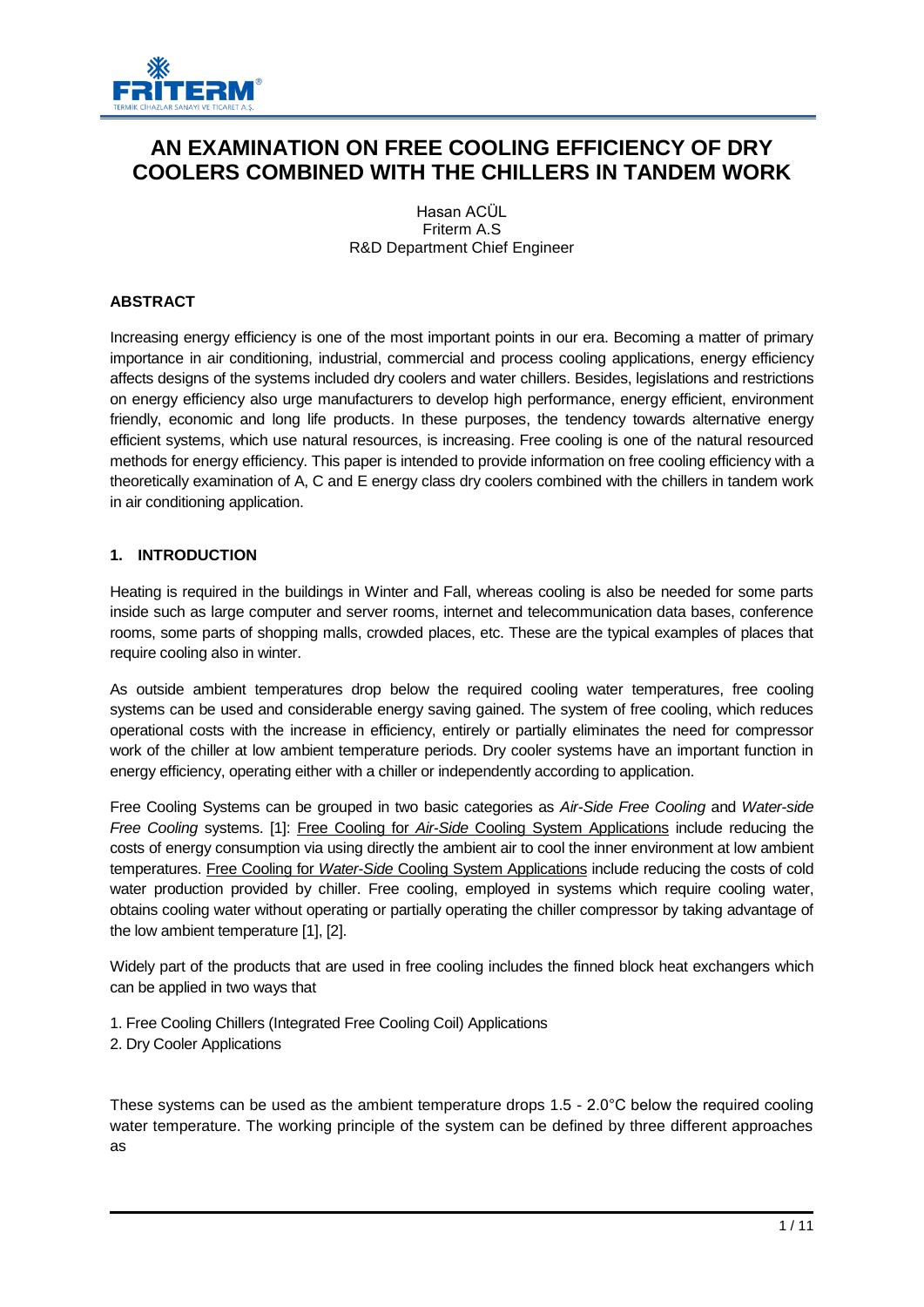# AN EXAMINATION ON FREE COOLING EFFICIENCY OF DRY COOLERS COMBINED WITH THE CHILLERS IN TANDEM WORK

Hasan ACÜL
Friterm A.S
R&D Department Chief Engineer

## ABSTRACT

Increasing energy efficiency is one of the most important points in our era. Becoming a matter of primary importance in air conditioning, industrial, commercial and process cooling applications, energy efficiency affects designs of the systems included dry coolers and water chillers. Besides, legislations and restrictions on energy efficiency also urge manufacturers to develop high performance, energy efficient, environment friendly, economic and long life products. In these purposes, the tendency towards alternative energy efficient systems, which use natural resources, is increasing. Free cooling is one of the natural resourced methods for energy efficiency. This paper is intended to provide information on free cooling efficiency with a theoretically examination of A, C and E energy class dry coolers combined with the chillers in tandem work in air conditioning application.

## 1. INTRODUCTION

Heating is required in the buildings in Winter and Fall, whereas cooling is also be needed for some parts inside such as large computer and server rooms, internet and telecommunication data bases, conference rooms, some parts of shopping malls, crowded places, etc. These are the typical examples of places that require cooling also in winter.

As outside ambient temperatures drop below the required cooling water temperatures, free cooling systems can be used and considerable energy saving gained. The system of free cooling, which reduces operational costs with the increase in efficiency, entirely or partially eliminates the need for compressor work of the chiller at low ambient temperature periods. Dry cooler systems have an important function in energy efficiency, operating either with a chiller or independently according to application.

Free Cooling Systems can be grouped in two basic categories as *Air-Side Free Cooling* and *Water-side Free Cooling* systems. [1]: Free Cooling for *Air-Side* Cooling System Applications include reducing the costs of energy consumption via using directly the ambient air to cool the inner environment at low ambient temperatures. Free Cooling for *Water-Side* Cooling System Applications include reducing the costs of cold water production provided by chiller. Free cooling, employed in systems which require cooling water, obtains cooling water without operating or partially operating the chiller compressor by taking advantage of the low ambient temperature [1], [2].

Widely part of the products that are used in free cooling includes the finned block heat exchangers which can be applied in two ways that

1. Free Cooling Chillers (Integrated Free Cooling Coil) Applications
2. Dry Cooler Applications

These systems can be used as the ambient temperature drops 1.5 - 2.0°C below the required cooling water temperature. The working principle of the system can be defined by three different approaches as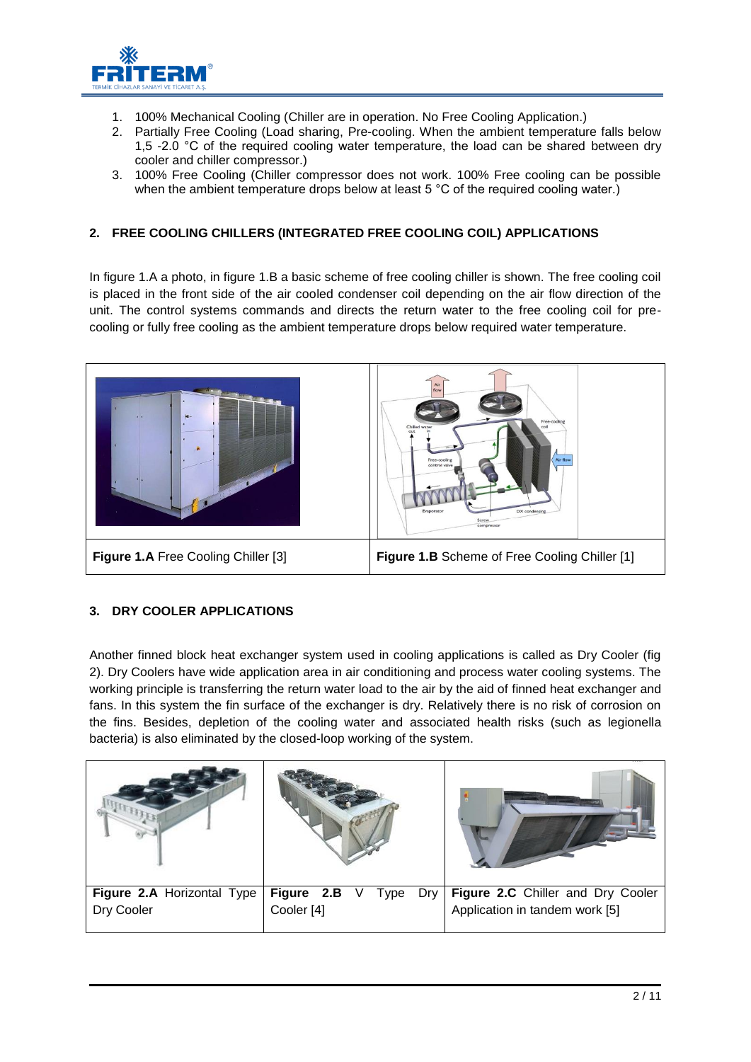1. 100% Mechanical Cooling (Chiller are in operation. No Free Cooling Application.)
2. Partially Free Cooling (Load sharing, Pre-cooling. When the ambient temperature falls below 1,5 -2.0 °C of the required cooling water temperature, the load can be shared between dry cooler and chiller compressor.)
3. 100% Free Cooling (Chiller compressor does not work. 100% Free cooling can be possible when the ambient temperature drops below at least 5 °C of the required cooling water.)

## 2. FREE COOLING CHILLERS (INTEGRATED FREE COOLING COIL) APPLICATIONS

In figure 1.A a photo, in figure 1.B a basic scheme of free cooling chiller is shown. The free cooling coil is placed in the front side of the air cooled condenser coil depending on the air flow direction of the unit. The control systems commands and directs the return water to the free cooling coil for pre-cooling or fully free cooling as the ambient temperature drops below required water temperature.

| **Figure 1.A** Free Cooling Chiller [3] | **Figure 1.B** Scheme of Free Cooling Chiller [1] |
|---|---|

## 3. DRY COOLER APPLICATIONS

Another finned block heat exchanger system used in cooling applications is called as Dry Cooler (fig 2). Dry Coolers have wide application area in air conditioning and process water cooling systems. The working principle is transferring the return water load to the air by the aid of finned heat exchanger and fans. In this system the fin surface of the exchanger is dry. Relatively there is no risk of corrosion on the fins. Besides, depletion of the cooling water and associated health risks (such as legionella bacteria) is also eliminated by the closed-loop working of the system.

| **Figure 2.A** Horizontal Type Dry Cooler | **Figure 2.B** V Type Dry Cooler [4] | **Figure 2.C** Chiller and Dry Cooler Application in tandem work [5] |
|---|---|---|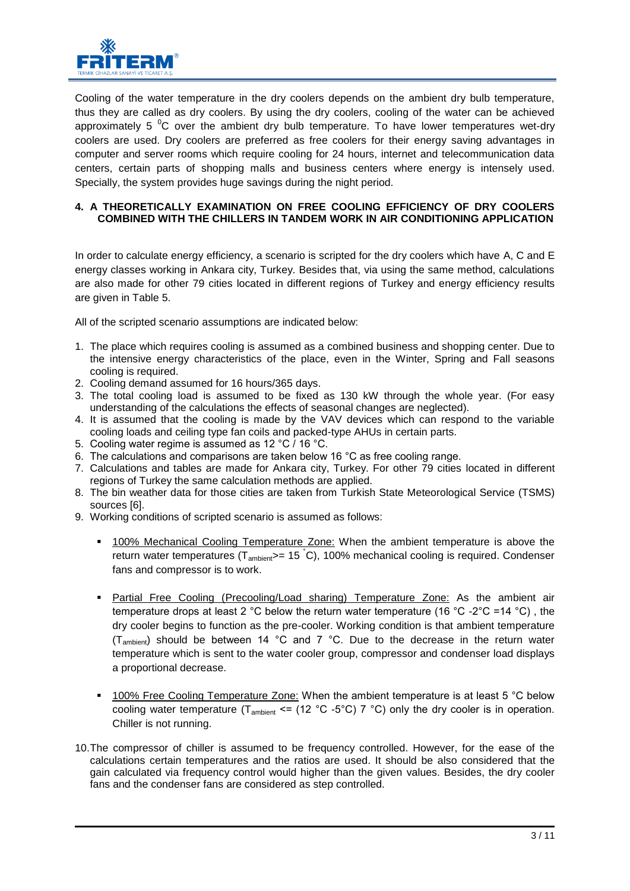Cooling of the water temperature in the dry coolers depends on the ambient dry bulb temperature, thus they are called as dry coolers. By using the dry coolers, cooling of the water can be achieved approximately 5 $^0$C over the ambient dry bulb temperature. To have lower temperatures wet-dry coolers are used. Dry coolers are preferred as free coolers for their energy saving advantages in computer and server rooms which require cooling for 24 hours, internet and telecommunication data centers, certain parts of shopping malls and business centers where energy is intensely used. Specially, the system provides huge savings during the night period.

## 4. A THEORETICALLY EXAMINATION ON FREE COOLING EFFICIENCY OF DRY COOLERS COMBINED WITH THE CHILLERS IN TANDEM WORK IN AIR CONDITIONING APPLICATION

In order to calculate energy efficiency, a scenario is scripted for the dry coolers which have A, C and E energy classes working in Ankara city, Turkey. Besides that, via using the same method, calculations are also made for other 79 cities located in different regions of Turkey and energy efficiency results are given in Table 5.

All of the scripted scenario assumptions are indicated below:

1. The place which requires cooling is assumed as a combined business and shopping center. Due to the intensive energy characteristics of the place, even in the Winter, Spring and Fall seasons cooling is required.
2. Cooling demand assumed for 16 hours/365 days.
3. The total cooling load is assumed to be fixed as 130 kW through the whole year. (For easy understanding of the calculations the effects of seasonal changes are neglected).
4. It is assumed that the cooling is made by the VAV devices which can respond to the variable cooling loads and ceiling type fan coils and packed-type AHUs in certain parts.
5. Cooling water regime is assumed as 12 °C / 16 °C.
6. The calculations and comparisons are taken below 16 °C as free cooling range.
7. Calculations and tables are made for Ankara city, Turkey. For other 79 cities located in different regions of Turkey the same calculation methods are applied.
8. The bin weather data for those cities are taken from Turkish State Meteorological Service (TSMS) sources [6].
9. Working conditions of scripted scenario is assumed as follows:
   - <u>100% Mechanical Cooling Temperature Zone:</u> When the ambient temperature is above the return water temperatures ($T_{ambient}$>= 15 °C), 100% mechanical cooling is required. Condenser fans and compressor is to work.
   - <u>Partial Free Cooling (Precooling/Load sharing) Temperature Zone:</u> As the ambient air temperature drops at least 2 °C below the return water temperature (16 °C -2°C =14 °C) , the dry cooler begins to function as the pre-cooler. Working condition is that ambient temperature ($T_{ambient}$) should be between 14 °C and 7 °C. Due to the decrease in the return water temperature which is sent to the water cooler group, compressor and condenser load displays a proportional decrease.
   - <u>100% Free Cooling Temperature Zone:</u> When the ambient temperature is at least 5 °C below cooling water temperature ($T_{ambient}$ <= (12 °C -5°C) 7 °C) only the dry cooler is in operation. Chiller is not running.
10. The compressor of chiller is assumed to be frequency controlled. However, for the ease of the calculations certain temperatures and the ratios are used. It should be also considered that the gain calculated via frequency control would higher than the given values. Besides, the dry cooler fans and the condenser fans are considered as step controlled.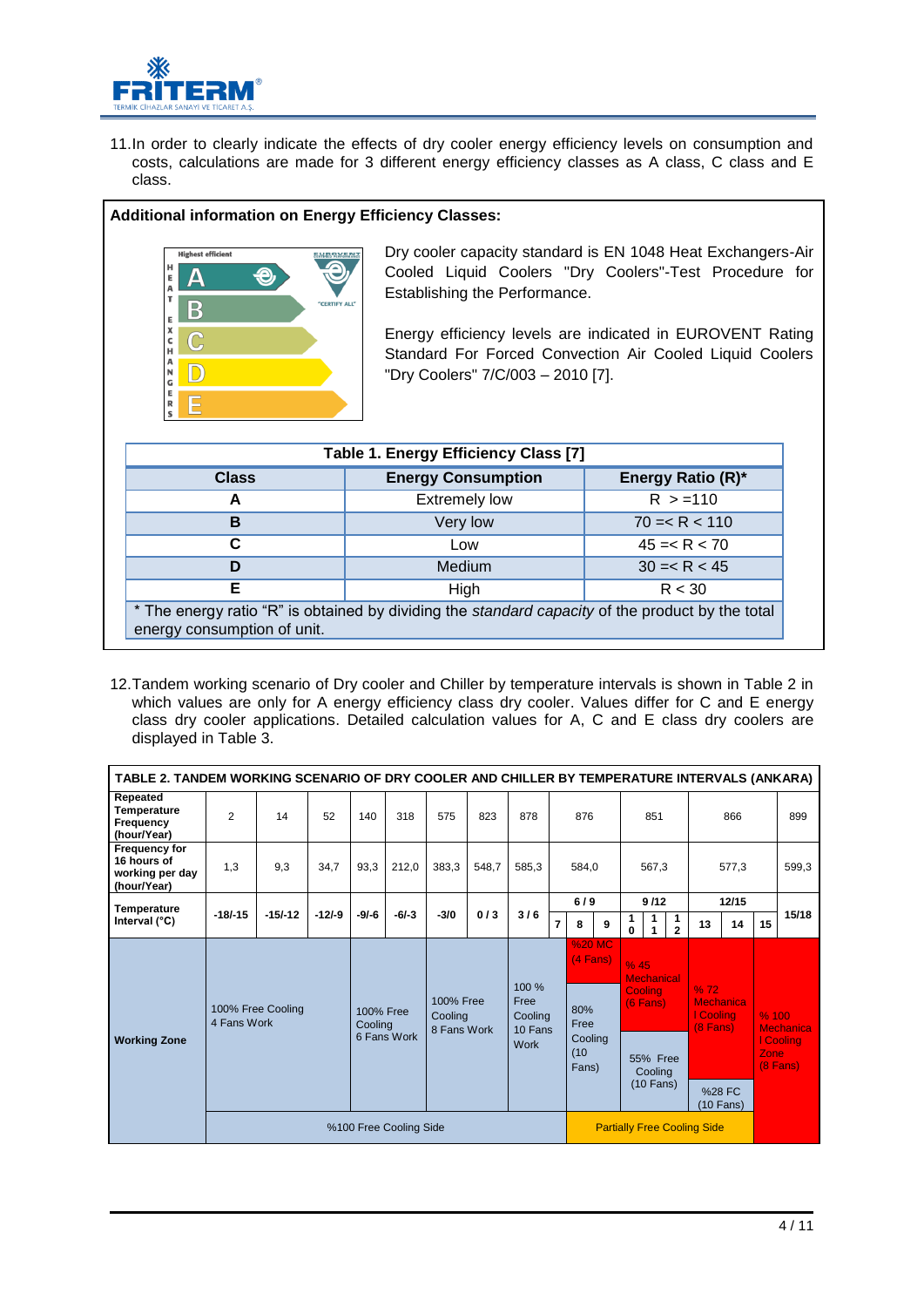11.In order to clearly indicate the effects of dry cooler energy efficiency levels on consumption and costs, calculations are made for 3 different energy efficiency classes as A class, C class and E class.

**Additional information on Energy Efficiency Classes:**

Dry cooler capacity standard is EN 1048 Heat Exchangers-Air Cooled Liquid Coolers "Dry Coolers"-Test Procedure for Establishing the Performance.

Energy efficiency levels are indicated in EUROVENT Rating Standard For Forced Convection Air Cooled Liquid Coolers "Dry Coolers" 7/C/003 – 2010 [7].

**Table 1. Energy Efficiency Class [7]**

| Class | Energy Consumption | Energy Ratio (R)* |
|---|---|---|
| A | Extremely low | R > =110 |
| B | Very low | 70 =< R < 110 |
| C | Low | 45 =< R < 70 |
| D | Medium | 30 =< R < 45 |
| E | High | R < 30 |

\* The energy ratio "R" is obtained by dividing the *standard capacity* of the product by the total energy consumption of unit.

12.Tandem working scenario of Dry cooler and Chiller by temperature intervals is shown in Table 2 in which values are only for A energy efficiency class dry cooler. Values differ for C and E energy class dry cooler applications. Detailed calculation values for A, C and E class dry coolers are displayed in Table 3.

**TABLE 2. TANDEM WORKING SCENARIO OF DRY COOLER AND CHILLER BY TEMPERATURE INTERVALS (ANKARA)**

| **Repeated Temperature Frequency (hour/Year)** | 2 | 14 | 52 | 140 | 318 | 575 | 823 | 878 | 876 | 851 | 866 | 899 |
|---|---|---|---|---|---|---|---|---|---|---|---|---|
| **Frequency for 16 hours of working per day (hour/Year)** | 1,3 | 9,3 | 34,7 | 93,3 | 212,0 | 383,3 | 548,7 | 585,3 | 584,0 | 567,3 | 577,3 | 599,3 |
| **Temperature Interval (°C)** | -18/-15 | -15/-12 | -12/-9 | -9/-6 | -6/-3 | -3/0 | 0 / 3 | 3 / 6 | 6 / 9 (7, 8, 9) | 9 /12 (10, 11, 12) | 12/15 (13, 14, 15) | 15/18 |
| **Working Zone** | 100% Free Cooling 4 Fans Work | | | 100% Free Cooling 6 Fans Work | | 100% Free Cooling 8 Fans Work | | 100 % Free Cooling 10 Fans Work | %20 MC (4 Fans) / 80% Free Cooling (10 Fans) | % 45 Mechanical Cooling (6 Fans) / 55% Free Cooling (10 Fans) | % 72 Mechanical Cooling (8 Fans) / %28 FC (10 Fans) | % 100 Mechanical Cooling Zone (8 Fans) |
| | %100 Free Cooling Side | | | | | | | | Partially Free Cooling Side | | | |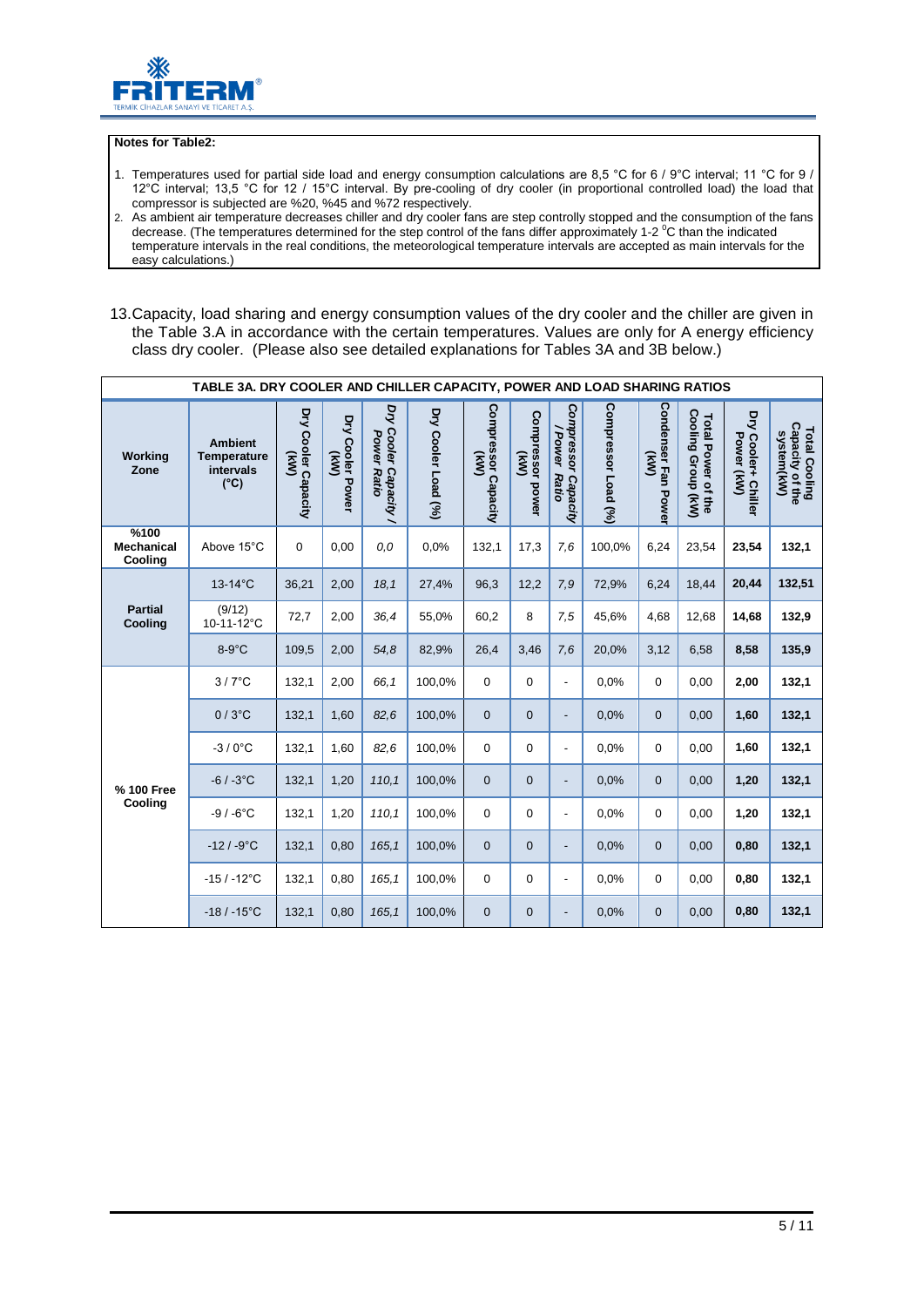**Notes for Table2:**

1. Temperatures used for partial side load and energy consumption calculations are 8,5 °C for 6 / 9°C interval; 11 °C for 9 / 12°C interval; 13,5 °C for 12 / 15°C interval. By pre-cooling of dry cooler (in proportional controlled load) the load that compressor is subjected are %20, %45 and %72 respectively.
2. As ambient air temperature decreases chiller and dry cooler fans are step controlly stopped and the consumption of the fans decrease. (The temperatures determined for the step control of the fans differ approximately 1-2 °C than the indicated temperature intervals in the real conditions, the meteorological temperature intervals are accepted as main intervals for the easy calculations.)

13. Capacity, load sharing and energy consumption values of the dry cooler and the chiller are given in the Table 3.A in accordance with the certain temperatures. Values are only for A energy efficiency class dry cooler. (Please also see detailed explanations for Tables 3A and 3B below.)

**TABLE 3A. DRY COOLER AND CHILLER CAPACITY, POWER AND LOAD SHARING RATIOS**

| Working Zone | Ambient Temperature intervals (°C) | Dry Cooler Capacity (kW) | Dry Cooler Power (kW) | *Dry Cooler Capacity / Power Ratio* | Dry Cooler Load (%) | Compressor Capacity (kW) | Compressor power (kW) | *Compressor Capacity / Power Ratio* | Compressor Load (%) | Condenser Fan Power (kW) | Total Power of the Cooling Group (kW) | Dry Cooler+ Chiller Power (kW) | Total Cooling Capacity of the system(kW) |
|---|---|---|---|---|---|---|---|---|---|---|---|---|---|
| **%100 Mechanical Cooling** | Above 15°C | 0 | 0,00 | *0,0* | 0,0% | 132,1 | 17,3 | *7,6* | 100,0% | 6,24 | 23,54 | **23,54** | **132,1** |
| **Partial Cooling** | 13-14°C | 36,21 | 2,00 | *18,1* | 27,4% | 96,3 | 12,2 | *7,9* | 72,9% | 6,24 | 18,44 | **20,44** | **132,51** |
| | (9/12) 10-11-12°C | 72,7 | 2,00 | *36,4* | 55,0% | 60,2 | 8 | *7,5* | 45,6% | 4,68 | 12,68 | **14,68** | **132,9** |
| | 8-9°C | 109,5 | 2,00 | *54,8* | 82,9% | 26,4 | 3,46 | *7,6* | 20,0% | 3,12 | 6,58 | **8,58** | **135,9** |
| **% 100 Free Cooling** | 3 / 7°C | 132,1 | 2,00 | *66,1* | 100,0% | 0 | 0 | - | 0,0% | 0 | 0,00 | **2,00** | **132,1** |
| | 0 / 3°C | 132,1 | 1,60 | *82,6* | 100,0% | 0 | 0 | - | 0,0% | 0 | 0,00 | **1,60** | **132,1** |
| | -3 / 0°C | 132,1 | 1,60 | *82,6* | 100,0% | 0 | 0 | - | 0,0% | 0 | 0,00 | **1,60** | **132,1** |
| | -6 / -3°C | 132,1 | 1,20 | *110,1* | 100,0% | 0 | 0 | - | 0,0% | 0 | 0,00 | **1,20** | **132,1** |
| | -9 / -6°C | 132,1 | 1,20 | *110,1* | 100,0% | 0 | 0 | - | 0,0% | 0 | 0,00 | **1,20** | **132,1** |
| | -12 / -9°C | 132,1 | 0,80 | *165,1* | 100,0% | 0 | 0 | - | 0,0% | 0 | 0,00 | **0,80** | **132,1** |
| | -15 / -12°C | 132,1 | 0,80 | *165,1* | 100,0% | 0 | 0 | - | 0,0% | 0 | 0,00 | **0,80** | **132,1** |
| | -18 / -15°C | 132,1 | 0,80 | *165,1* | 100,0% | 0 | 0 | - | 0,0% | 0 | 0,00 | **0,80** | **132,1** |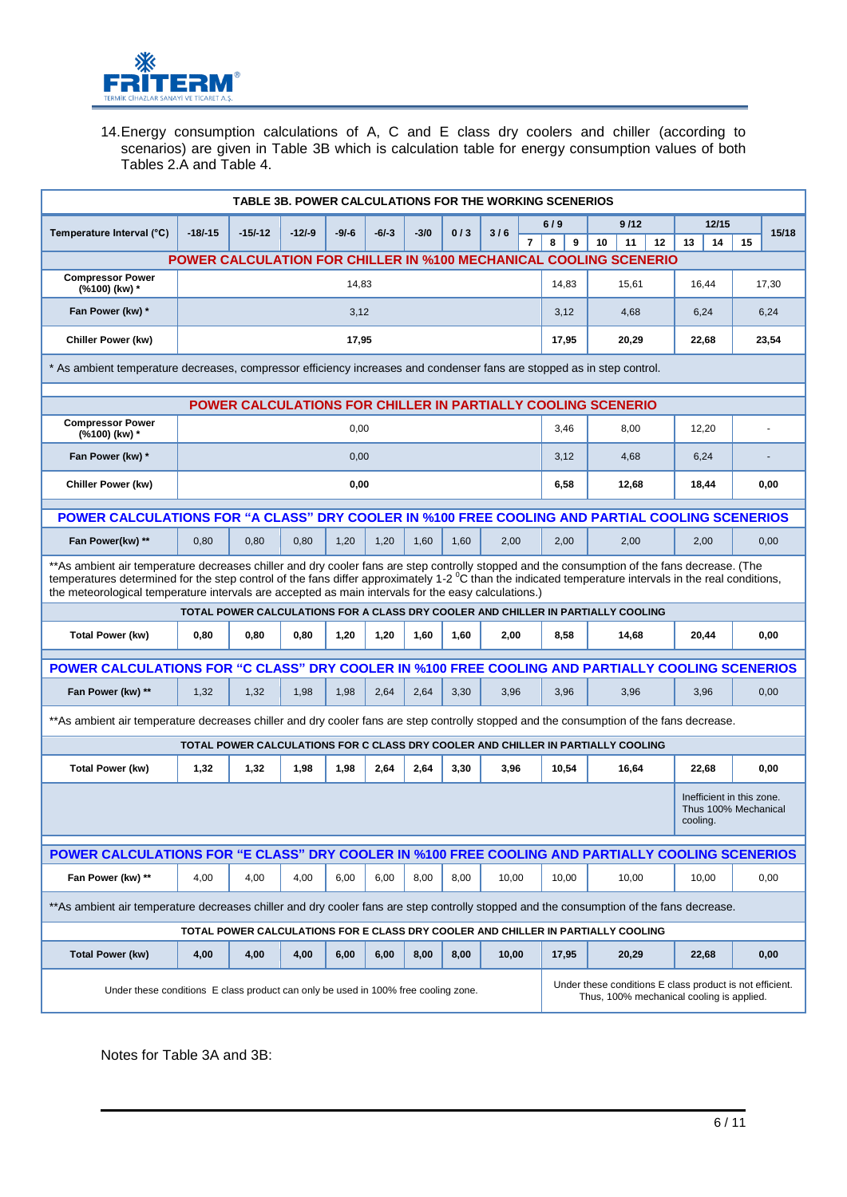14.Energy consumption calculations of A, C and E class dry coolers and chiller (according to scenarios) are given in Table 3B which is calculation table for energy consumption values of both Tables 2.A and Table 4.

**TABLE 3B. POWER CALCULATIONS FOR THE WORKING SCENERIOS**

| Temperature Interval (°C) | -18/-15 | -15/-12 | -12/-9 | -9/-6 | -6/-3 | -3/0 | 0 / 3 | 3 / 6 | 6 / 9 | 9 /12 | 12/15 | 15/18 |
|---|---|---|---|---|---|---|---|---|---|---|---|---|
| | | | | | | | | 7 | 8 9 | 10 11 12 | 13 14 15 | |
| **POWER CALCULATION FOR CHILLER IN %100 MECHANICAL COOLING SCENERIO** | | | | | | | | | | | | |
| Compressor Power (%100) (kw) * | 14,83 | | | | | | | | 14,83 | 15,61 | 16,44 | 17,30 |
| Fan Power (kw) * | 3,12 | | | | | | | | 3,12 | 4,68 | 6,24 | 6,24 |
| Chiller Power (kw) | **17,95** | | | | | | | | **17,95** | **20,29** | **22,68** | **23,54** |
| * As ambient temperature decreases, compressor efficiency increases and condenser fans are stopped as in step control. | | | | | | | | | | | | |
| **POWER CALCULATIONS FOR CHILLER IN PARTIALLY COOLING SCENERIO** | | | | | | | | | | | | |
| Compressor Power (%100) (kw) * | 0,00 | | | | | | | | 3,46 | 8,00 | 12,20 | - |
| Fan Power (kw) * | 0,00 | | | | | | | | 3,12 | 4,68 | 6,24 | - |
| Chiller Power (kw) | **0,00** | | | | | | | | **6,58** | **12,68** | **18,44** | **0,00** |
| **POWER CALCULATIONS FOR "A CLASS" DRY COOLER IN %100 FREE COOLING AND PARTIAL COOLING SCENERIOS** | | | | | | | | | | | | |
| Fan Power(kw) ** | 0,80 | 0,80 | 0,80 | 1,20 | 1,20 | 1,60 | 1,60 | 2,00 | 2,00 | 2,00 | 2,00 | 0,00 |
| **As ambient air temperature decreases chiller and dry cooler fans are step controlly stopped and the consumption of the fans decrease. (The temperatures determined for the step control of the fans differ approximately 1-2 °C than the indicated temperature intervals in the real conditions, the meteorological temperature intervals are accepted as main intervals for the easy calculations.) | | | | | | | | | | | | |
| **TOTAL POWER CALCULATIONS FOR A CLASS DRY COOLER AND CHILLER IN PARTIALLY COOLING** | | | | | | | | | | | | |
| Total Power (kW) | **0,80** | **0,80** | **0,80** | **1,20** | **1,20** | **1,60** | **1,60** | **2,00** | **8,58** | **14,68** | **20,44** | **0,00** |
| **POWER CALCULATIONS FOR "C CLASS" DRY COOLER IN %100 FREE COOLING AND PARTIALLY COOLING SCENERIOS** | | | | | | | | | | | | |
| Fan Power (kw) ** | 1,32 | 1,32 | 1,98 | 1,98 | 2,64 | 2,64 | 3,30 | 3,96 | 3,96 | 3,96 | 3,96 | 0,00 |
| **As ambient air temperature decreases chiller and dry cooler fans are step controlly stopped and the consumption of the fans decrease. | | | | | | | | | | | | |
| **TOTAL POWER CALCULATIONS FOR C CLASS DRY COOLER AND CHILLER IN PARTIALLY COOLING** | | | | | | | | | | | | |
| Total Power (kW) | **1,32** | **1,32** | **1,98** | **1,98** | **2,64** | **2,64** | **3,30** | **3,96** | **10,54** | **16,64** | **22,68** | **0,00** |
| | | | | | | | | | | | Inefficient in this zone. Thus 100% Mechanical cooling. | |
| **POWER CALCULATIONS FOR "E CLASS" DRY COOLER IN %100 FREE COOLING AND PARTIALLY COOLING SCENERIOS** | | | | | | | | | | | | |
| Fan Power (kw) ** | 4,00 | 4,00 | 4,00 | 6,00 | 6,00 | 8,00 | 8,00 | 10,00 | 10,00 | 10,00 | 10,00 | 0,00 |
| **As ambient air temperature decreases chiller and dry cooler fans are step controlly stopped and the consumption of the fans decrease. | | | | | | | | | | | | |
| **TOTAL POWER CALCULATIONS FOR E CLASS DRY COOLER AND CHILLER IN PARTIALLY COOLING** | | | | | | | | | | | | |
| Total Power (kW) | **4,00** | **4,00** | **4,00** | **6,00** | **6,00** | **8,00** | **8,00** | **10,00** | **17,95** | **20,29** | **22,68** | **0,00** |
| Under these conditions E class product can only be used in 100% free cooling zone. | | | | | | | | | Under these conditions E class product is not efficient. Thus, 100% mechanical cooling is applied. | | | |

Notes for Table 3A and 3B: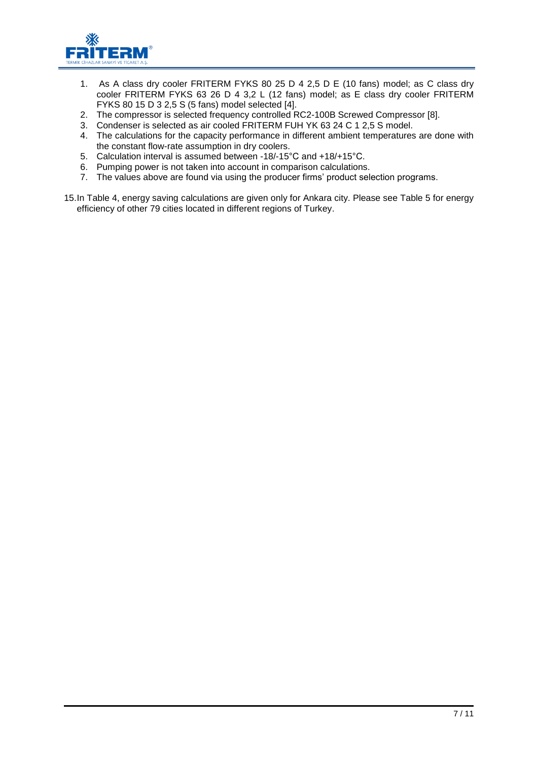1. As A class dry cooler FRITERM FYKS 80 25 D 4 2,5 D E (10 fans) model; as C class dry cooler FRITERM FYKS 63 26 D 4 3,2 L (12 fans) model; as E class dry cooler FRITERM FYKS 80 15 D 3 2,5 S (5 fans) model selected [4].
2. The compressor is selected frequency controlled RC2-100B Screwed Compressor [8].
3. Condenser is selected as air cooled FRITERM FUH YK 63 24 C 1 2,5 S model.
4. The calculations for the capacity performance in different ambient temperatures are done with the constant flow-rate assumption in dry coolers.
5. Calculation interval is assumed between -18/-15°C and +18/+15°C.
6. Pumping power is not taken into account in comparison calculations.
7. The values above are found via using the producer firms' product selection programs.

15. In Table 4, energy saving calculations are given only for Ankara city. Please see Table 5 for energy efficiency of other 79 cities located in different regions of Turkey.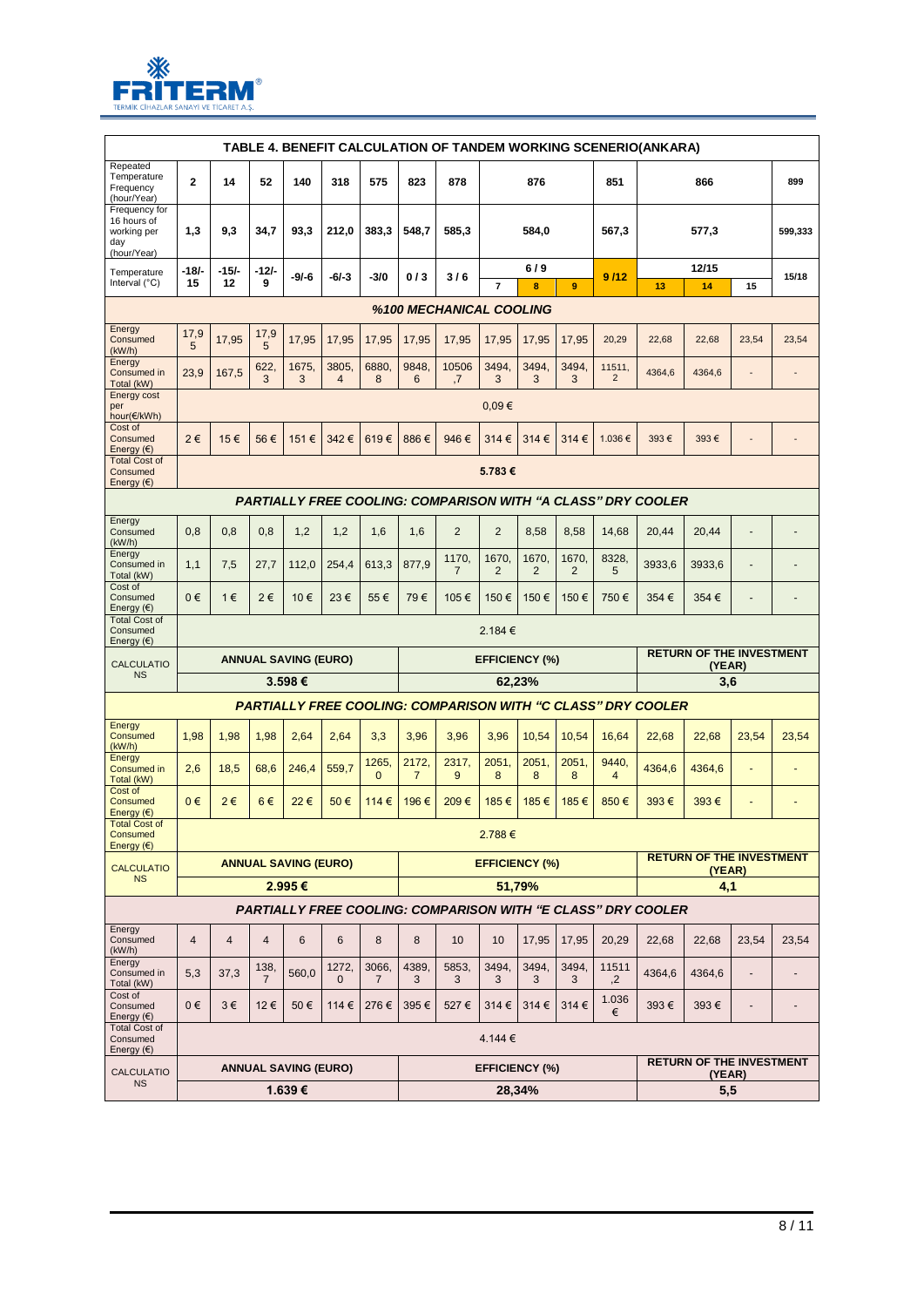| TABLE 4. BENEFIT CALCULATION OF TANDEM WORKING SCENERIO(ANKARA) | | | | | | | | | | | | | | | | |
|---|---|---|---|---|---|---|---|---|---|---|---|---|---|---|---|---|
| Repeated Temperature Frequency (hour/Year) | 2 | 14 | 52 | 140 | 318 | 575 | 823 | 878 | 876 | | | 851 | 866 | | | 899 |
| Frequency for 16 hours of working per day (hour/Year) | 1,3 | 9,3 | 34,7 | 93,3 | 212,0 | 383,3 | 548,7 | 585,3 | 584,0 | | | 567,3 | 577,3 | | | 599,333 |
| Temperature Interval (°C) | -18/-15 | -15/-12 | -12/-9 | -9/-6 | -6/-3 | -3/0 | 0/3 | 3/6 | 6/9 | | | 9/12 | 12/15 | | | 15/18 |
| | | | | | | | | | 7 | 8 | 9 | | 13 | 14 | 15 | |
| ***%100 MECHANICAL COOLING*** | | | | | | | | | | | | | | | | |
| Energy Consumed (kW/h) | 17,95 | 17,95 | 17,95 | 17,95 | 17,95 | 17,95 | 17,95 | 17,95 | 17,95 | 17,95 | 17,95 | 20,29 | 22,68 | 22,68 | 23,54 | 23,54 |
| Energy Consumed in Total (kW) | 23,9 | 167,5 | 622,3 | 1675,3 | 3805,4 | 6880,8 | 9848,6 | 10506,7 | 3494,3 | 3494,3 | 3494,3 | 11511,2 | 4364,6 | 4364,6 | - | - |
| Energy cost per hour(€/kWh) | 0,09 € | | | | | | | | | | | | | | | |
| Cost of Consumed Energy (€) | 2 € | 15 € | 56 € | 151 € | 342 € | 619 € | 886 € | 946 € | 314 € | 314 € | 314 € | 1.036 € | 393 € | 393 € | - | - |
| Total Cost of Consumed Energy (€) | 5.783 € | | | | | | | | | | | | | | | |
| ***PARTIALLY FREE COOLING: COMPARISON WITH "A CLASS" DRY COOLER*** | | | | | | | | | | | | | | | | |
| Energy Consumed (kW/h) | 0,8 | 0,8 | 0,8 | 1,2 | 1,2 | 1,6 | 1,6 | 2 | 2 | 8,58 | 8,58 | 14,68 | 20,44 | 20,44 | - | - |
| Energy Consumed in Total (kW) | 1,1 | 7,5 | 27,7 | 112,0 | 254,4 | 613,3 | 877,9 | 1170,7 | 1670,2 | 1670,2 | 1670,2 | 8328,5 | 3933,6 | 3933,6 | - | - |
| Cost of Consumed Energy (€) | 0 € | 1 € | 2 € | 10 € | 23 € | 55 € | 79 € | 105 € | 150 € | 150 € | 150 € | 750 € | 354 € | 354 € | - | - |
| Total Cost of Consumed Energy (€) | 2.184 € | | | | | | | | | | | | | | | |
| CALCULATIONS | **ANNUAL SAVING (EURO)** | | | | | | **EFFICIENCY (%)** | | | | | | **RETURN OF THE INVESTMENT (YEAR)** | | | |
| | **3.598 €** | | | | | | **62,23%** | | | | | | **3,6** | | | |
| ***PARTIALLY FREE COOLING: COMPARISON WITH "C CLASS" DRY COOLER*** | | | | | | | | | | | | | | | | |
| Energy Consumed (kW/h) | 1,98 | 1,98 | 1,98 | 2,64 | 2,64 | 3,3 | 3,96 | 3,96 | 3,96 | 10,54 | 10,54 | 16,64 | 22,68 | 22,68 | 23,54 | 23,54 |
| Energy Consumed in Total (kW) | 2,6 | 18,5 | 68,6 | 246,4 | 559,7 | 1265,0 | 2172,7 | 2317,9 | 2051,8 | 2051,8 | 2051,8 | 9440,4 | 4364,6 | 4364,6 | - | - |
| Cost of Consumed Energy (€) | 0 € | 2 € | 6 € | 22 € | 50 € | 114 € | 196 € | 209 € | 185 € | 185 € | 185 € | 850 € | 393 € | 393 € | - | - |
| Total Cost of Consumed Energy (€) | 2.788 € | | | | | | | | | | | | | | | |
| CALCULATIONS | **ANNUAL SAVING (EURO)** | | | | | | **EFFICIENCY (%)** | | | | | | **RETURN OF THE INVESTMENT (YEAR)** | | | |
| | **2.995 €** | | | | | | **51,79%** | | | | | | **4,1** | | | |
| ***PARTIALLY FREE COOLING: COMPARISON WITH "E CLASS" DRY COOLER*** | | | | | | | | | | | | | | | | |
| Energy Consumed (kW/h) | 4 | 4 | 4 | 6 | 6 | 8 | 8 | 10 | 10 | 17,95 | 17,95 | 20,29 | 22,68 | 22,68 | 23,54 | 23,54 |
| Energy Consumed in Total (kW) | 5,3 | 37,3 | 138,7 | 560,0 | 1272,0 | 3066,7 | 4389,3 | 5853,3 | 3494,3 | 3494,3 | 3494,3 | 11511,2 | 4364,6 | 4364,6 | - | - |
| Cost of Consumed Energy (€) | 0 € | 3 € | 12 € | 50 € | 114 € | 276 € | 395 € | 527 € | 314 € | 314 € | 314 € | 1.036 € | 393 € | 393 € | - | - |
| Total Cost of Consumed Energy (€) | 4.144 € | | | | | | | | | | | | | | | |
| CALCULATIONS | **ANNUAL SAVING (EURO)** | | | | | | **EFFICIENCY (%)** | | | | | | **RETURN OF THE INVESTMENT (YEAR)** | | | |
| | **1.639 €** | | | | | | **28,34%** | | | | | | **5,5** | | | |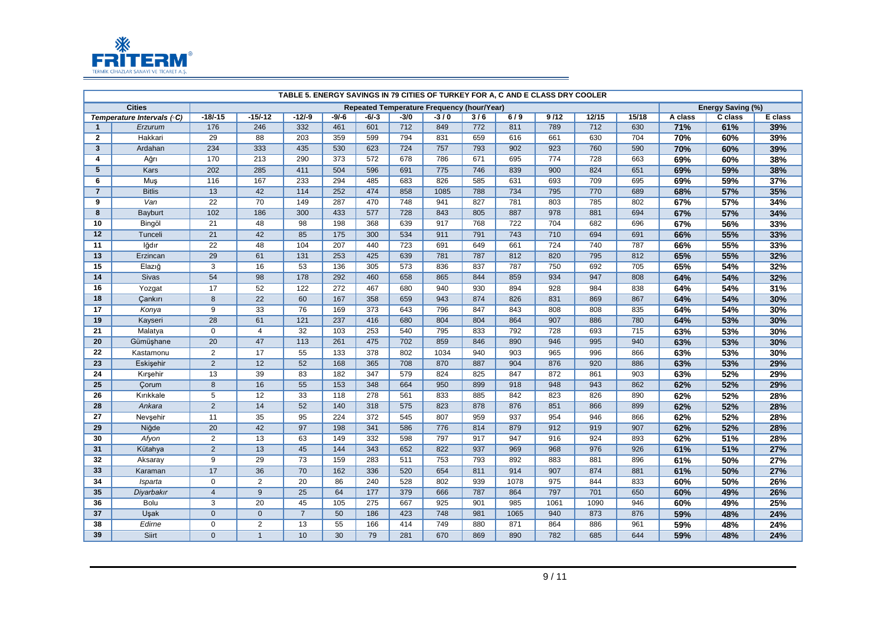**TABLE 5. ENERGY SAVINGS IN 79 CITIES OF TURKEY FOR A, C AND E CLASS DRY COOLER**

| Cities | | Repeated Temperature Frequency (hour/Year) | | | | | | | | | | | | Energy Saving (%) | | |
|---|---|---|---|---|---|---|---|---|---|---|---|---|---|---|---|---|
| Temperature Intervals (°C) | | -18/-15 | -15/-12 | -12/-9 | -9/-6 | -6/-3 | -3/0 | -3 / 0 | 3 / 6 | 6 / 9 | 9 /12 | 12/15 | 15/18 | A class | C class | E class |
| 1 | *Erzurum* | 176 | 246 | 332 | 461 | 601 | 712 | 849 | 772 | 811 | 789 | 712 | 630 | 71% | 61% | 39% |
| 2 | Hakkari | 29 | 88 | 203 | 359 | 599 | 794 | 831 | 659 | 616 | 661 | 630 | 704 | 70% | 60% | 39% |
| 3 | Ardahan | 234 | 333 | 435 | 530 | 623 | 724 | 757 | 793 | 902 | 923 | 760 | 590 | 70% | 60% | 39% |
| 4 | Ağrı | 170 | 213 | 290 | 373 | 572 | 678 | 786 | 671 | 695 | 774 | 728 | 663 | 69% | 60% | 38% |
| 5 | Kars | 202 | 285 | 411 | 504 | 596 | 691 | 775 | 746 | 839 | 900 | 824 | 651 | 69% | 59% | 38% |
| 6 | Muş | 116 | 167 | 233 | 294 | 485 | 683 | 826 | 585 | 631 | 693 | 709 | 695 | 69% | 59% | 37% |
| 7 | Bitlis | 13 | 42 | 114 | 252 | 474 | 858 | 1085 | 788 | 734 | 795 | 770 | 689 | 68% | 57% | 35% |
| 9 | *Van* | 22 | 70 | 149 | 287 | 470 | 748 | 941 | 827 | 781 | 803 | 785 | 802 | 67% | 57% | 34% |
| 8 | Bayburt | 102 | 186 | 300 | 433 | 577 | 728 | 843 | 805 | 887 | 978 | 881 | 694 | 67% | 57% | 34% |
| 10 | Bingöl | 21 | 48 | 98 | 198 | 368 | 639 | 917 | 768 | 722 | 704 | 682 | 696 | 67% | 56% | 33% |
| 12 | Tunceli | 21 | 42 | 85 | 175 | 300 | 534 | 911 | 791 | 743 | 710 | 694 | 691 | 66% | 55% | 33% |
| 11 | Iğdır | 22 | 48 | 104 | 207 | 440 | 723 | 691 | 649 | 661 | 724 | 740 | 787 | 66% | 55% | 33% |
| 13 | Erzincan | 29 | 61 | 131 | 253 | 425 | 639 | 781 | 787 | 812 | 820 | 795 | 812 | 65% | 55% | 32% |
| 15 | Elazığ | 3 | 16 | 53 | 136 | 305 | 573 | 836 | 837 | 787 | 750 | 692 | 705 | 65% | 54% | 32% |
| 14 | Sivas | 54 | 98 | 178 | 292 | 460 | 658 | 865 | 844 | 859 | 934 | 947 | 808 | 64% | 54% | 32% |
| 16 | Yozgat | 17 | 52 | 122 | 272 | 467 | 680 | 940 | 930 | 894 | 928 | 984 | 838 | 64% | 54% | 31% |
| 18 | Çankırı | 8 | 22 | 60 | 167 | 358 | 659 | 943 | 874 | 826 | 831 | 869 | 867 | 64% | 54% | 30% |
| 17 | *Konya* | 9 | 33 | 76 | 169 | 373 | 643 | 796 | 847 | 843 | 808 | 808 | 835 | 64% | 54% | 30% |
| 19 | Kayseri | 28 | 61 | 121 | 237 | 416 | 680 | 804 | 804 | 864 | 907 | 886 | 780 | 64% | 53% | 30% |
| 21 | Malatya | 0 | 4 | 32 | 103 | 253 | 540 | 795 | 833 | 792 | 728 | 693 | 715 | 63% | 53% | 30% |
| 20 | Gümüşhane | 20 | 47 | 113 | 261 | 475 | 702 | 859 | 846 | 890 | 946 | 995 | 940 | 63% | 53% | 30% |
| 22 | Kastamonu | 2 | 17 | 55 | 133 | 378 | 802 | 1034 | 940 | 903 | 965 | 996 | 866 | 63% | 53% | 30% |
| 23 | Eskişehir | 2 | 12 | 52 | 168 | 365 | 708 | 870 | 887 | 904 | 876 | 920 | 886 | 63% | 53% | 29% |
| 24 | Kırşehir | 13 | 39 | 83 | 182 | 347 | 579 | 824 | 825 | 847 | 872 | 861 | 903 | 63% | 52% | 29% |
| 25 | Çorum | 8 | 16 | 55 | 153 | 348 | 664 | 950 | 899 | 918 | 948 | 943 | 862 | 62% | 52% | 29% |
| 26 | Kırıkkale | 5 | 12 | 33 | 118 | 278 | 561 | 833 | 885 | 842 | 823 | 826 | 890 | 62% | 52% | 28% |
| 28 | *Ankara* | 2 | 14 | 52 | 140 | 318 | 575 | 823 | 878 | 876 | 851 | 866 | 899 | 62% | 52% | 28% |
| 27 | Nevşehir | 11 | 35 | 95 | 224 | 372 | 545 | 807 | 959 | 937 | 954 | 946 | 866 | 62% | 52% | 28% |
| 29 | Niğde | 20 | 42 | 97 | 198 | 341 | 586 | 776 | 814 | 879 | 912 | 919 | 907 | 62% | 52% | 28% |
| 30 | *Afyon* | 2 | 13 | 63 | 149 | 332 | 598 | 797 | 917 | 947 | 916 | 924 | 893 | 62% | 51% | 28% |
| 31 | Kütahya | 2 | 13 | 45 | 144 | 343 | 652 | 822 | 937 | 969 | 968 | 976 | 926 | 61% | 51% | 27% |
| 32 | Aksaray | 9 | 29 | 73 | 159 | 283 | 511 | 753 | 793 | 892 | 883 | 881 | 896 | 61% | 50% | 27% |
| 33 | Karaman | 17 | 36 | 70 | 162 | 336 | 520 | 654 | 811 | 914 | 907 | 874 | 881 | 61% | 50% | 27% |
| 34 | *Isparta* | 0 | 2 | 20 | 86 | 240 | 528 | 802 | 939 | 1078 | 975 | 844 | 833 | 60% | 50% | 26% |
| 35 | *Diyarbakır* | 4 | 9 | 25 | 64 | 177 | 379 | 666 | 787 | 864 | 797 | 701 | 650 | 60% | 49% | 26% |
| 36 | Bolu | 3 | 20 | 45 | 105 | 275 | 667 | 925 | 901 | 985 | 1061 | 1090 | 946 | 60% | 49% | 25% |
| 37 | Uşak | 0 | 0 | 7 | 50 | 186 | 423 | 748 | 981 | 1065 | 940 | 873 | 876 | 59% | 48% | 24% |
| 38 | *Edirne* | 0 | 2 | 13 | 55 | 166 | 414 | 749 | 880 | 871 | 864 | 886 | 961 | 59% | 48% | 24% |
| 39 | Siirt | 0 | 1 | 10 | 30 | 79 | 281 | 670 | 869 | 890 | 782 | 685 | 644 | 59% | 48% | 24% |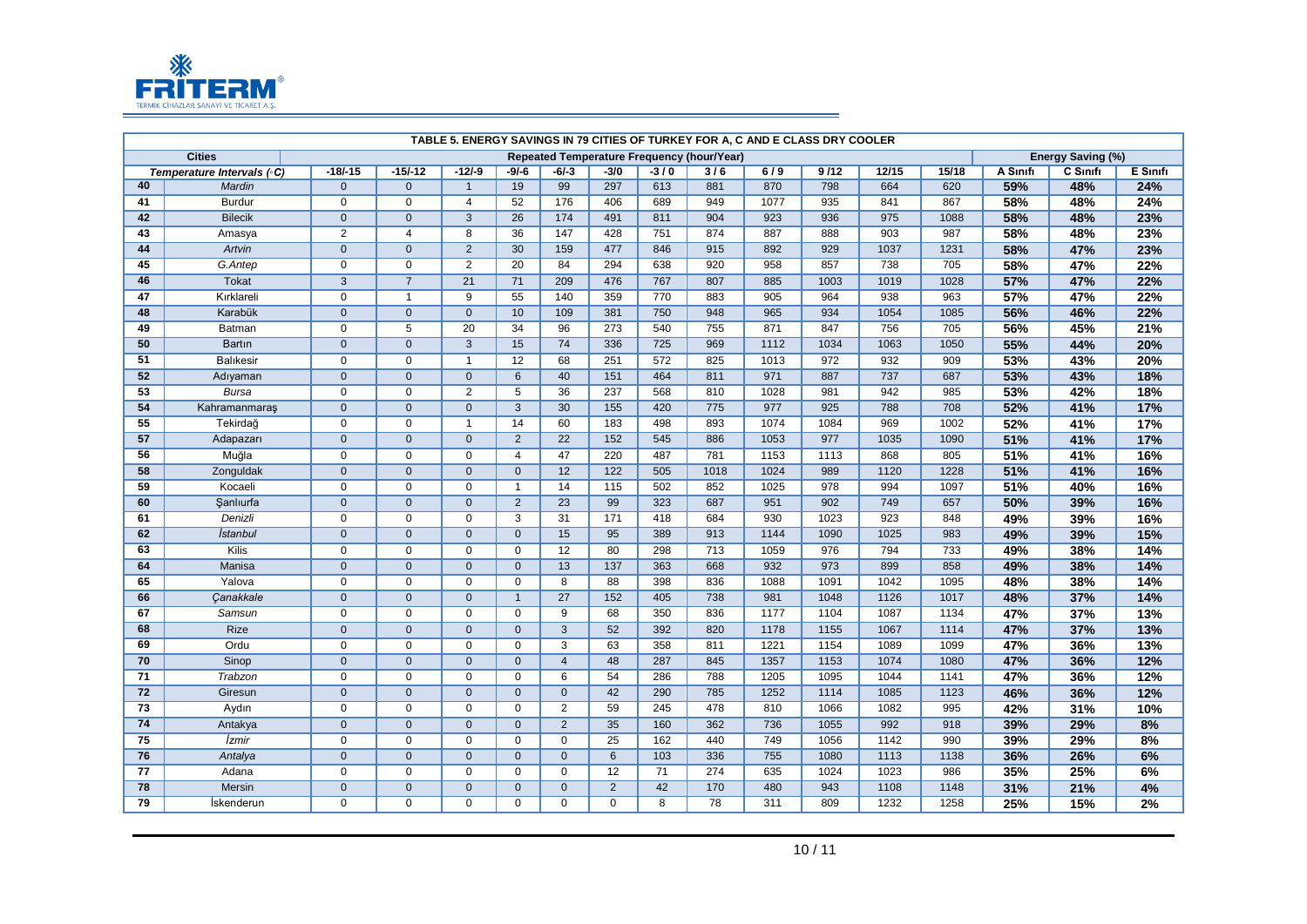| TABLE 5. ENERGY SAVINGS IN 79 CITIES OF TURKEY FOR A, C AND E CLASS DRY COOLER | | | | | | | | | | | | | | | | |
|---|---|---|---|---|---|---|---|---|---|---|---|---|---|---|---|---|
| Cities | | Repeated Temperature Frequency (hour/Year) | | | | | | | | | | | | Energy Saving (%) | | |
| Temperature Intervals (◦C) | | -18/-15 | -15/-12 | -12/-9 | -9/-6 | -6/-3 | -3/0 | -3 / 0 | 3 / 6 | 6 / 9 | 9 /12 | 12/15 | 15/18 | A Sınıfı | C Sınıfı | E Sınıfı |
| 40 | *Mardin* | 0 | 0 | 1 | 19 | 99 | 297 | 613 | 881 | 870 | 798 | 664 | 620 | 59% | 48% | 24% |
| 41 | Burdur | 0 | 0 | 4 | 52 | 176 | 406 | 689 | 949 | 1077 | 935 | 841 | 867 | 58% | 48% | 24% |
| 42 | Bilecik | 0 | 0 | 3 | 26 | 174 | 491 | 811 | 904 | 923 | 936 | 975 | 1088 | 58% | 48% | 23% |
| 43 | Amasya | 2 | 4 | 8 | 36 | 147 | 428 | 751 | 874 | 887 | 888 | 903 | 987 | 58% | 48% | 23% |
| 44 | *Artvin* | 0 | 0 | 2 | 30 | 159 | 477 | 846 | 915 | 892 | 929 | 1037 | 1231 | 58% | 47% | 23% |
| 45 | *G.Antep* | 0 | 0 | 2 | 20 | 84 | 294 | 638 | 920 | 958 | 857 | 738 | 705 | 58% | 47% | 22% |
| 46 | Tokat | 3 | 7 | 21 | 71 | 209 | 476 | 767 | 807 | 885 | 1003 | 1019 | 1028 | 57% | 47% | 22% |
| 47 | Kırklareli | 0 | 1 | 9 | 55 | 140 | 359 | 770 | 883 | 905 | 964 | 938 | 963 | 57% | 47% | 22% |
| 48 | Karabük | 0 | 0 | 0 | 10 | 109 | 381 | 750 | 948 | 965 | 934 | 1054 | 1085 | 56% | 46% | 22% |
| 49 | Batman | 0 | 5 | 20 | 34 | 96 | 273 | 540 | 755 | 871 | 847 | 756 | 705 | 56% | 45% | 21% |
| 50 | Bartın | 0 | 0 | 3 | 15 | 74 | 336 | 725 | 969 | 1112 | 1034 | 1063 | 1050 | 55% | 44% | 20% |
| 51 | Balıkesir | 0 | 0 | 1 | 12 | 68 | 251 | 572 | 825 | 1013 | 972 | 932 | 909 | 53% | 43% | 20% |
| 52 | Adıyaman | 0 | 0 | 0 | 6 | 40 | 151 | 464 | 811 | 971 | 887 | 737 | 687 | 53% | 43% | 18% |
| 53 | *Bursa* | 0 | 0 | 2 | 5 | 36 | 237 | 568 | 810 | 1028 | 981 | 942 | 985 | 53% | 42% | 18% |
| 54 | Kahramanmaraş | 0 | 0 | 0 | 3 | 30 | 155 | 420 | 775 | 977 | 925 | 788 | 708 | 52% | 41% | 17% |
| 55 | Tekirdağ | 0 | 0 | 1 | 14 | 60 | 183 | 498 | 893 | 1074 | 1084 | 969 | 1002 | 52% | 41% | 17% |
| 57 | Adapazarı | 0 | 0 | 0 | 2 | 22 | 152 | 545 | 886 | 1053 | 977 | 1035 | 1090 | 51% | 41% | 17% |
| 56 | Muğla | 0 | 0 | 0 | 4 | 47 | 220 | 487 | 781 | 1153 | 1113 | 868 | 805 | 51% | 41% | 16% |
| 58 | Zonguldak | 0 | 0 | 0 | 0 | 12 | 122 | 505 | 1018 | 1024 | 989 | 1120 | 1228 | 51% | 41% | 16% |
| 59 | Kocaeli | 0 | 0 | 0 | 1 | 14 | 115 | 502 | 852 | 1025 | 978 | 994 | 1097 | 51% | 40% | 16% |
| 60 | Şanlıurfa | 0 | 0 | 0 | 2 | 23 | 99 | 323 | 687 | 951 | 902 | 749 | 657 | 50% | 39% | 16% |
| 61 | *Denizli* | 0 | 0 | 0 | 3 | 31 | 171 | 418 | 684 | 930 | 1023 | 923 | 848 | 49% | 39% | 16% |
| 62 | *İstanbul* | 0 | 0 | 0 | 0 | 15 | 95 | 389 | 913 | 1144 | 1090 | 1025 | 983 | 49% | 39% | 15% |
| 63 | Kilis | 0 | 0 | 0 | 0 | 12 | 80 | 298 | 713 | 1059 | 976 | 794 | 733 | 49% | 38% | 14% |
| 64 | Manisa | 0 | 0 | 0 | 0 | 13 | 137 | 363 | 668 | 932 | 973 | 899 | 858 | 49% | 38% | 14% |
| 65 | Yalova | 0 | 0 | 0 | 0 | 8 | 88 | 398 | 836 | 1088 | 1091 | 1042 | 1095 | 48% | 38% | 14% |
| 66 | *Çanakkale* | 0 | 0 | 0 | 1 | 27 | 152 | 405 | 738 | 981 | 1048 | 1126 | 1017 | 48% | 37% | 14% |
| 67 | *Samsun* | 0 | 0 | 0 | 0 | 9 | 68 | 350 | 836 | 1177 | 1104 | 1087 | 1134 | 47% | 37% | 13% |
| 68 | Rize | 0 | 0 | 0 | 0 | 3 | 52 | 392 | 820 | 1178 | 1155 | 1067 | 1114 | 47% | 37% | 13% |
| 69 | Ordu | 0 | 0 | 0 | 0 | 3 | 63 | 358 | 811 | 1221 | 1154 | 1089 | 1099 | 47% | 36% | 13% |
| 70 | Sinop | 0 | 0 | 0 | 0 | 4 | 48 | 287 | 845 | 1357 | 1153 | 1074 | 1080 | 47% | 36% | 12% |
| 71 | *Trabzon* | 0 | 0 | 0 | 0 | 6 | 54 | 286 | 788 | 1205 | 1095 | 1044 | 1141 | 47% | 36% | 12% |
| 72 | Giresun | 0 | 0 | 0 | 0 | 0 | 42 | 290 | 785 | 1252 | 1114 | 1085 | 1123 | 46% | 36% | 12% |
| 73 | Aydın | 0 | 0 | 0 | 0 | 2 | 59 | 245 | 478 | 810 | 1066 | 1082 | 995 | 42% | 31% | 10% |
| 74 | Antakya | 0 | 0 | 0 | 0 | 2 | 35 | 160 | 362 | 736 | 1055 | 992 | 918 | 39% | 29% | 8% |
| 75 | *İzmir* | 0 | 0 | 0 | 0 | 0 | 25 | 162 | 440 | 749 | 1056 | 1142 | 990 | 39% | 29% | 8% |
| 76 | *Antalya* | 0 | 0 | 0 | 0 | 0 | 6 | 103 | 336 | 755 | 1080 | 1113 | 1138 | 36% | 26% | 6% |
| 77 | Adana | 0 | 0 | 0 | 0 | 0 | 12 | 71 | 274 | 635 | 1024 | 1023 | 986 | 35% | 25% | 6% |
| 78 | Mersin | 0 | 0 | 0 | 0 | 0 | 2 | 42 | 170 | 480 | 943 | 1108 | 1148 | 31% | 21% | 4% |
| 79 | İskenderun | 0 | 0 | 0 | 0 | 0 | 0 | 8 | 78 | 311 | 809 | 1232 | 1258 | 25% | 15% | 2% |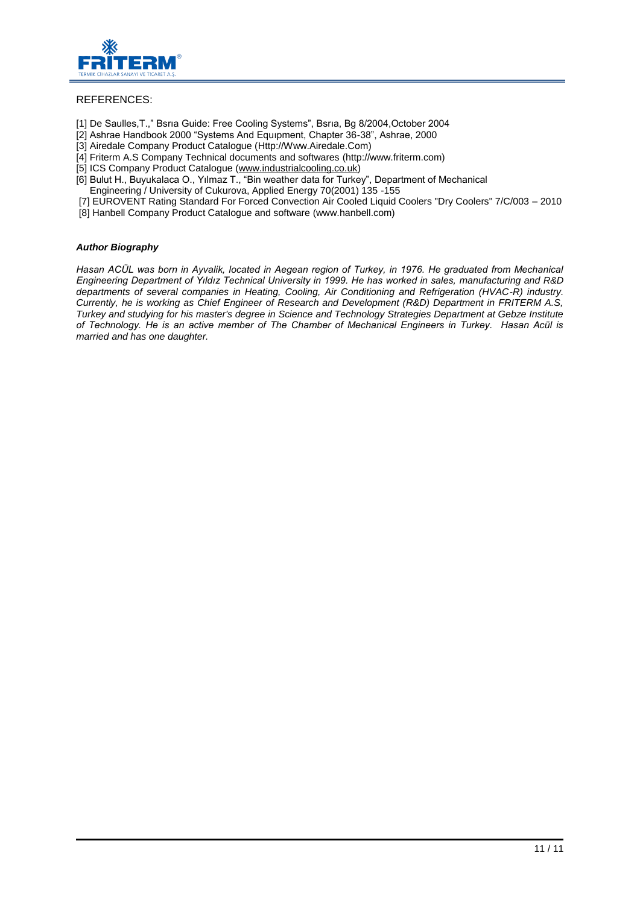## REFERENCES:

[1] De Saulles,T.," Bsrıa Guide: Free Cooling Systems", Bsrıa, Bg 8/2004,October 2004
[2] Ashrae Handbook 2000 "Systems And Equıpment, Chapter 36-38", Ashrae, 2000
[3] Airedale Company Product Catalogue (Http://Www.Airedale.Com)
[4] Friterm A.S Company Technical documents and softwares (http://www.friterm.com)
[5] ICS Company Product Catalogue (www.industrialcooling.co.uk)
[6] Bulut H., Buyukalaca O., Yılmaz T., "Bin weather data for Turkey", Department of Mechanical Engineering / University of Cukurova, Applied Energy 70(2001) 135 -155
[7] EUROVENT Rating Standard For Forced Convection Air Cooled Liquid Coolers "Dry Coolers" 7/C/003 – 2010
[8] Hanbell Company Product Catalogue and software (www.hanbell.com)

### *Author Biography*

*Hasan ACÜL was born in Ayvalik, located in Aegean region of Turkey, in 1976. He graduated from Mechanical Engineering Department of Yıldız Technical University in 1999. He has worked in sales, manufacturing and R&D departments of several companies in Heating, Cooling, Air Conditioning and Refrigeration (HVAC-R) industry. Currently, he is working as Chief Engineer of Research and Development (R&D) Department in FRITERM A.S, Turkey and studying for his master's degree in Science and Technology Strategies Department at Gebze Institute of Technology. He is an active member of The Chamber of Mechanical Engineers in Turkey. Hasan Acül is married and has one daughter.*